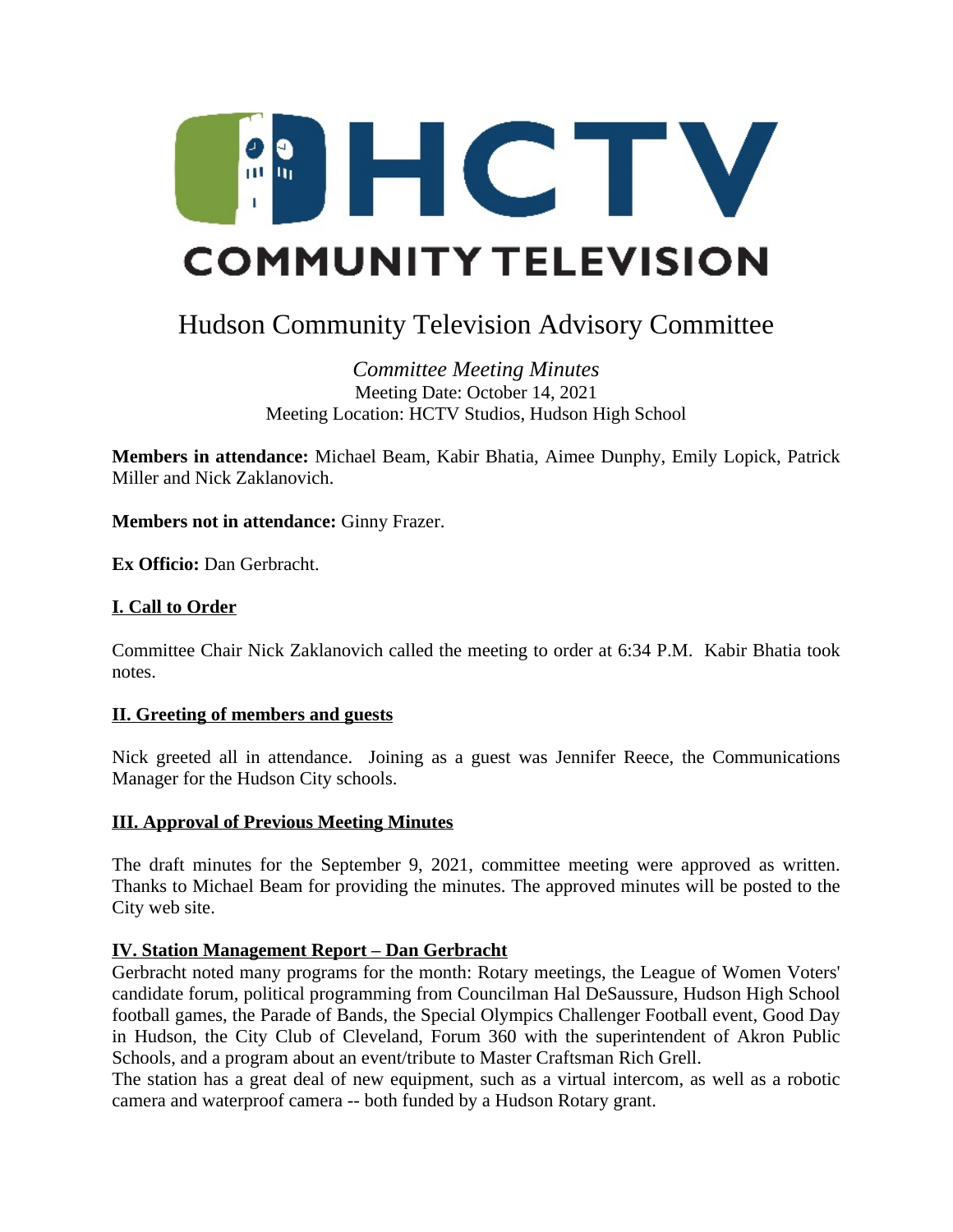# HCTV COMMUNITY TELEVISION

## Hudson Community Television Advisory Committee

*Committee Meeting Minutes*
Meeting Date: October 14, 2021
Meeting Location: HCTV Studios, Hudson High School

**Members in attendance:** Michael Beam, Kabir Bhatia, Aimee Dunphy, Emily Lopick, Patrick Miller and Nick Zaklanovich.

**Members not in attendance:** Ginny Frazer.

**Ex Officio:** Dan Gerbracht.

### I. Call to Order

Committee Chair Nick Zaklanovich called the meeting to order at 6:34 P.M. Kabir Bhatia took notes.

### II. Greeting of members and guests

Nick greeted all in attendance. Joining as a guest was Jennifer Reece, the Communications Manager for the Hudson City schools.

### III. Approval of Previous Meeting Minutes

The draft minutes for the September 9, 2021, committee meeting were approved as written. Thanks to Michael Beam for providing the minutes. The approved minutes will be posted to the City web site.

### IV. Station Management Report – Dan Gerbracht

Gerbracht noted many programs for the month: Rotary meetings, the League of Women Voters' candidate forum, political programming from Councilman Hal DeSaussure, Hudson High School football games, the Parade of Bands, the Special Olympics Challenger Football event, Good Day in Hudson, the City Club of Cleveland, Forum 360 with the superintendent of Akron Public Schools, and a program about an event/tribute to Master Craftsman Rich Grell.

The station has a great deal of new equipment, such as a virtual intercom, as well as a robotic camera and waterproof camera -- both funded by a Hudson Rotary grant.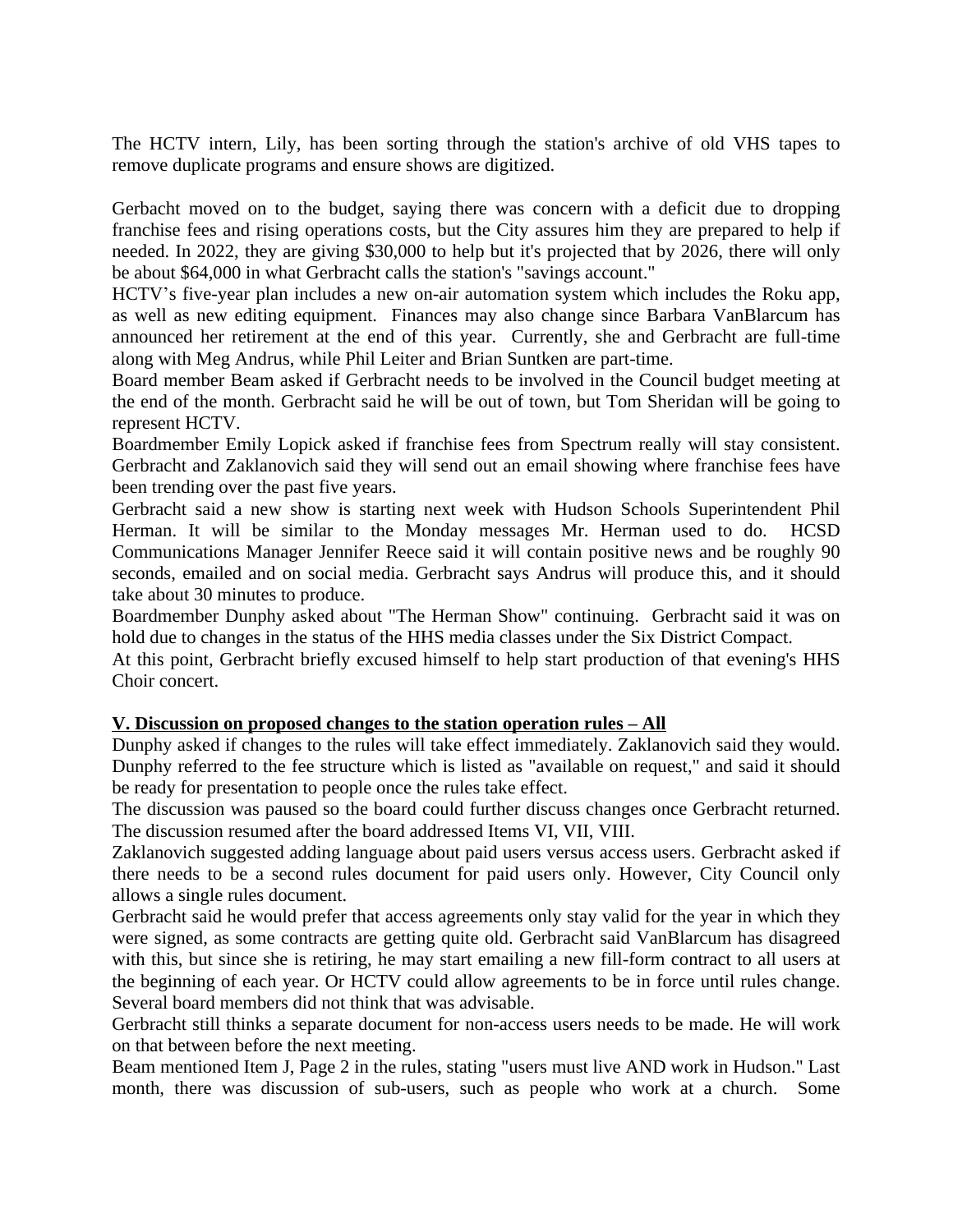The HCTV intern, Lily, has been sorting through the station's archive of old VHS tapes to remove duplicate programs and ensure shows are digitized.

Gerbacht moved on to the budget, saying there was concern with a deficit due to dropping franchise fees and rising operations costs, but the City assures him they are prepared to help if needed. In 2022, they are giving $30,000 to help but it's projected that by 2026, there will only be about $64,000 in what Gerbracht calls the station's "savings account."

HCTV's five-year plan includes a new on-air automation system which includes the Roku app, as well as new editing equipment. Finances may also change since Barbara VanBlarcum has announced her retirement at the end of this year. Currently, she and Gerbracht are full-time along with Meg Andrus, while Phil Leiter and Brian Suntken are part-time.

Board member Beam asked if Gerbracht needs to be involved in the Council budget meeting at the end of the month. Gerbracht said he will be out of town, but Tom Sheridan will be going to represent HCTV.

Boardmember Emily Lopick asked if franchise fees from Spectrum really will stay consistent. Gerbracht and Zaklanovich said they will send out an email showing where franchise fees have been trending over the past five years.

Gerbracht said a new show is starting next week with Hudson Schools Superintendent Phil Herman. It will be similar to the Monday messages Mr. Herman used to do. HCSD Communications Manager Jennifer Reece said it will contain positive news and be roughly 90 seconds, emailed and on social media. Gerbracht says Andrus will produce this, and it should take about 30 minutes to produce.

Boardmember Dunphy asked about "The Herman Show" continuing. Gerbracht said it was on hold due to changes in the status of the HHS media classes under the Six District Compact.

At this point, Gerbracht briefly excused himself to help start production of that evening's HHS Choir concert.

**V. Discussion on proposed changes to the station operation rules – All**

Dunphy asked if changes to the rules will take effect immediately. Zaklanovich said they would. Dunphy referred to the fee structure which is listed as "available on request," and said it should be ready for presentation to people once the rules take effect.

The discussion was paused so the board could further discuss changes once Gerbracht returned. The discussion resumed after the board addressed Items VI, VII, VIII.

Zaklanovich suggested adding language about paid users versus access users. Gerbracht asked if there needs to be a second rules document for paid users only. However, City Council only allows a single rules document.

Gerbracht said he would prefer that access agreements only stay valid for the year in which they were signed, as some contracts are getting quite old. Gerbracht said VanBlarcum has disagreed with this, but since she is retiring, he may start emailing a new fill-form contract to all users at the beginning of each year. Or HCTV could allow agreements to be in force until rules change. Several board members did not think that was advisable.

Gerbracht still thinks a separate document for non-access users needs to be made. He will work on that between before the next meeting.

Beam mentioned Item J, Page 2 in the rules, stating "users must live AND work in Hudson." Last month, there was discussion of sub-users, such as people who work at a church. Some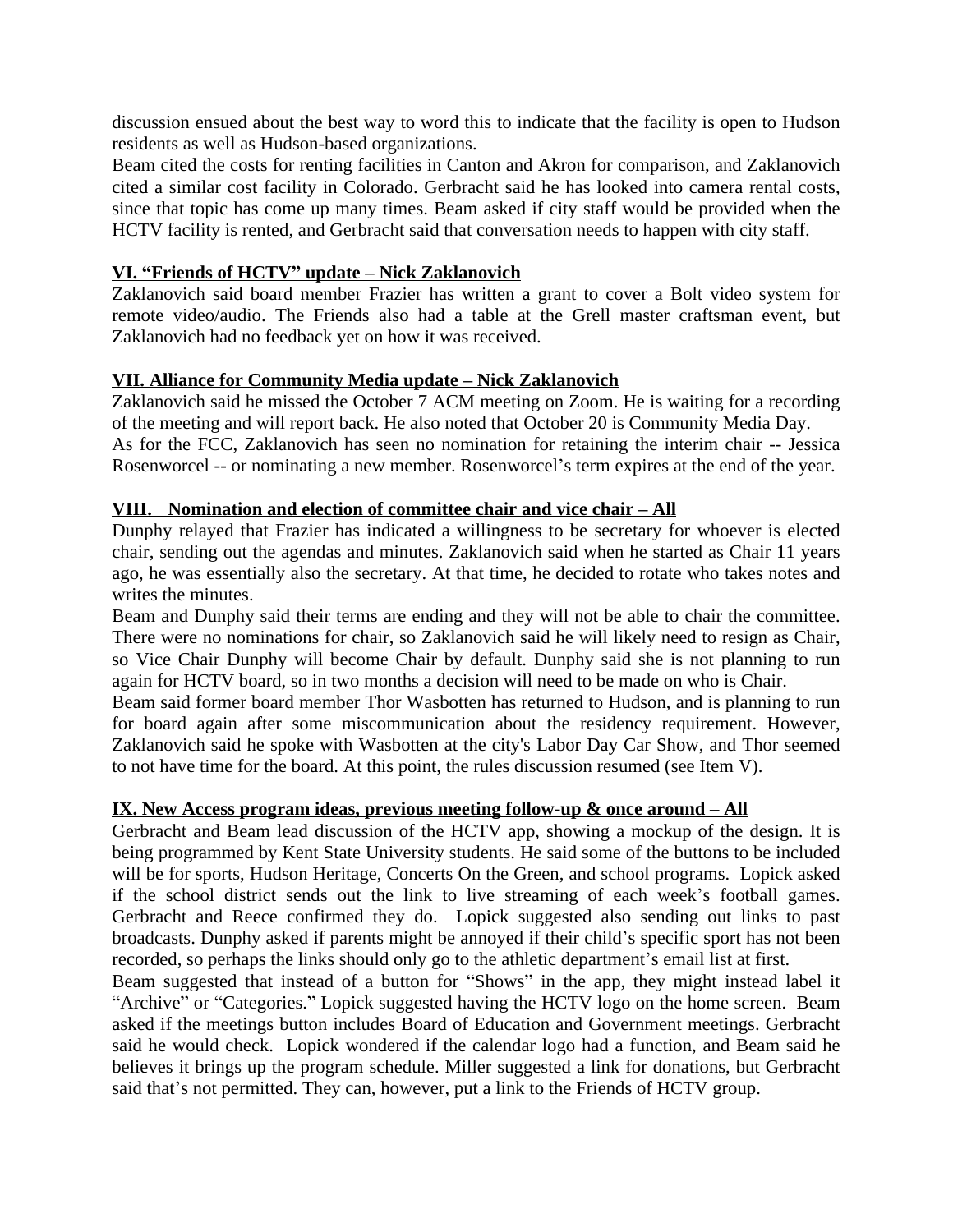discussion ensued about the best way to word this to indicate that the facility is open to Hudson residents as well as Hudson-based organizations.

Beam cited the costs for renting facilities in Canton and Akron for comparison, and Zaklanovich cited a similar cost facility in Colorado. Gerbracht said he has looked into camera rental costs, since that topic has come up many times. Beam asked if city staff would be provided when the HCTV facility is rented, and Gerbracht said that conversation needs to happen with city staff.

**VI. "Friends of HCTV" update – Nick Zaklanovich**

Zaklanovich said board member Frazier has written a grant to cover a Bolt video system for remote video/audio. The Friends also had a table at the Grell master craftsman event, but Zaklanovich had no feedback yet on how it was received.

**VII. Alliance for Community Media update – Nick Zaklanovich**

Zaklanovich said he missed the October 7 ACM meeting on Zoom. He is waiting for a recording of the meeting and will report back. He also noted that October 20 is Community Media Day.

As for the FCC, Zaklanovich has seen no nomination for retaining the interim chair -- Jessica Rosenworcel -- or nominating a new member. Rosenworcel's term expires at the end of the year.

**VIII. Nomination and election of committee chair and vice chair – All**

Dunphy relayed that Frazier has indicated a willingness to be secretary for whoever is elected chair, sending out the agendas and minutes. Zaklanovich said when he started as Chair 11 years ago, he was essentially also the secretary. At that time, he decided to rotate who takes notes and writes the minutes.

Beam and Dunphy said their terms are ending and they will not be able to chair the committee. There were no nominations for chair, so Zaklanovich said he will likely need to resign as Chair, so Vice Chair Dunphy will become Chair by default. Dunphy said she is not planning to run again for HCTV board, so in two months a decision will need to be made on who is Chair.

Beam said former board member Thor Wasbotten has returned to Hudson, and is planning to run for board again after some miscommunication about the residency requirement. However, Zaklanovich said he spoke with Wasbotten at the city's Labor Day Car Show, and Thor seemed to not have time for the board. At this point, the rules discussion resumed (see Item V).

**IX. New Access program ideas, previous meeting follow-up & once around – All**

Gerbracht and Beam lead discussion of the HCTV app, showing a mockup of the design. It is being programmed by Kent State University students. He said some of the buttons to be included will be for sports, Hudson Heritage, Concerts On the Green, and school programs. Lopick asked if the school district sends out the link to live streaming of each week's football games. Gerbracht and Reece confirmed they do. Lopick suggested also sending out links to past broadcasts. Dunphy asked if parents might be annoyed if their child's specific sport has not been recorded, so perhaps the links should only go to the athletic department's email list at first.

Beam suggested that instead of a button for "Shows" in the app, they might instead label it "Archive" or "Categories." Lopick suggested having the HCTV logo on the home screen. Beam asked if the meetings button includes Board of Education and Government meetings. Gerbracht said he would check. Lopick wondered if the calendar logo had a function, and Beam said he believes it brings up the program schedule. Miller suggested a link for donations, but Gerbracht said that's not permitted. They can, however, put a link to the Friends of HCTV group.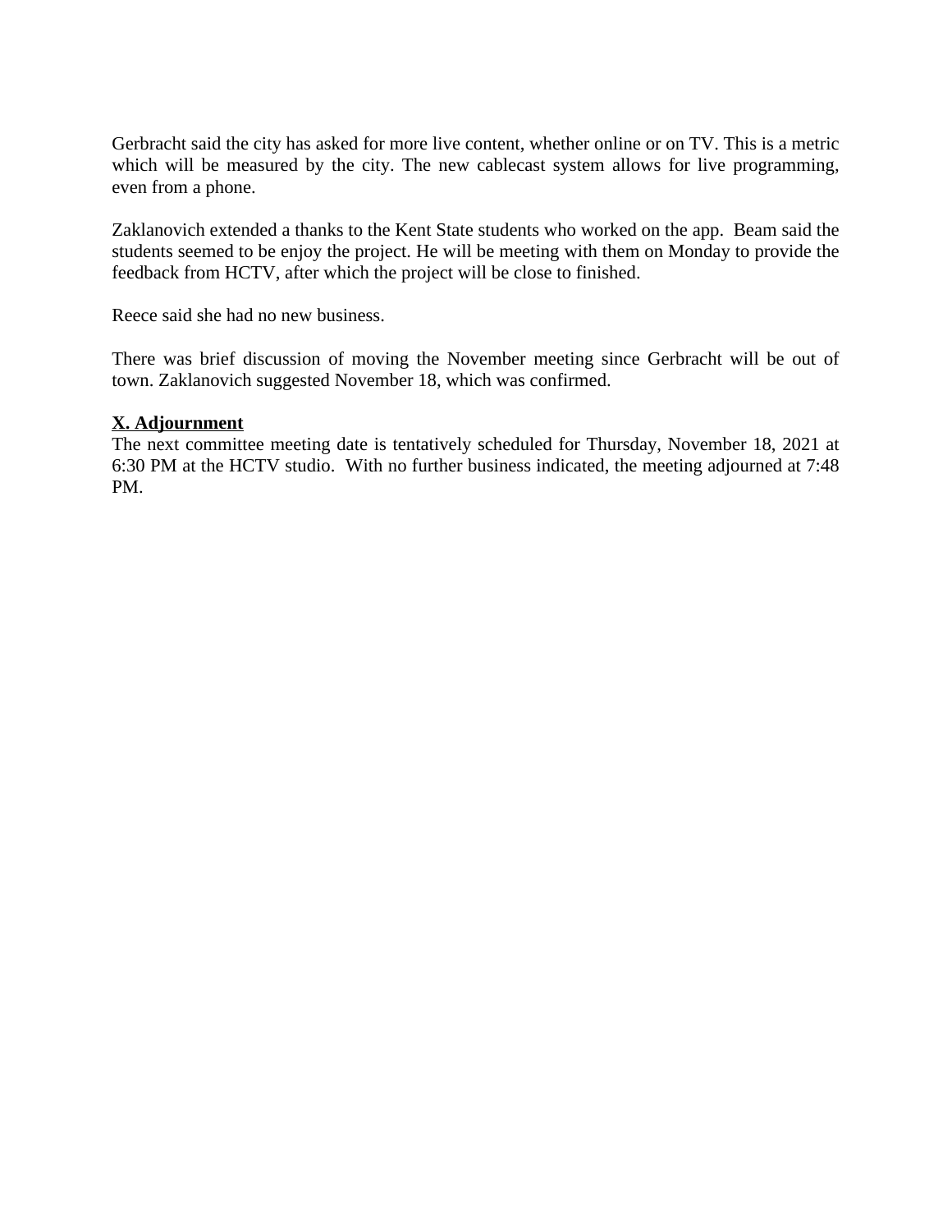Gerbracht said the city has asked for more live content, whether online or on TV. This is a metric which will be measured by the city. The new cablecast system allows for live programming, even from a phone.

Zaklanovich extended a thanks to the Kent State students who worked on the app. Beam said the students seemed to be enjoy the project. He will be meeting with them on Monday to provide the feedback from HCTV, after which the project will be close to finished.

Reece said she had no new business.

There was brief discussion of moving the November meeting since Gerbracht will be out of town. Zaklanovich suggested November 18, which was confirmed.

**X. Adjournment**

The next committee meeting date is tentatively scheduled for Thursday, November 18, 2021 at 6:30 PM at the HCTV studio. With no further business indicated, the meeting adjourned at 7:48 PM.